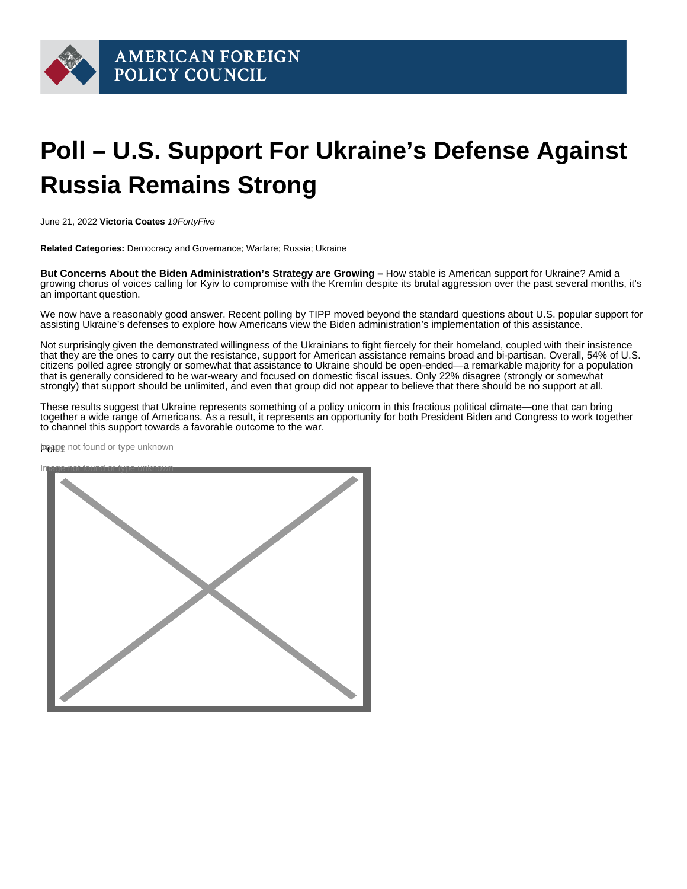# Poll – U.S. Support For Ukraine's Defense Against Russia Remains Strong

June 21, 2022 **Victoria Coates** *19FortyFive*

**Related Categories:** Democracy and Governance; Warfare; Russia; Ukraine

**But Concerns About the Biden Administration's Strategy are Growing –** How stable is American support for Ukraine? Amid a growing chorus of voices calling for Kyiv to compromise with the Kremlin despite its brutal aggression over the past several months, it's an important question.

We now have a reasonably good answer. Recent polling by TIPP moved beyond the standard questions about U.S. popular support for assisting Ukraine's defenses to explore how Americans view the Biden administration's implementation of this assistance.

Not surprisingly given the demonstrated willingness of the Ukrainians to fight fiercely for their homeland, coupled with their insistence that they are the ones to carry out the resistance, support for American assistance remains broad and bi-partisan. Overall, 54% of U.S. citizens polled agree strongly or somewhat that assistance to Ukraine should be open-ended—a remarkable majority for a population that is generally considered to be war-weary and focused on domestic fiscal issues. Only 22% disagree (strongly or somewhat strongly) that support should be unlimited, and even that group did not appear to believe that there should be no support at all.

These results suggest that Ukraine represents something of a policy unicorn in this fractious political climate—one that can bring together a wide range of Americans. As a result, it represents an opportunity for both President Biden and Congress to work together to channel this support towards a favorable outcome to the war.

Poll 1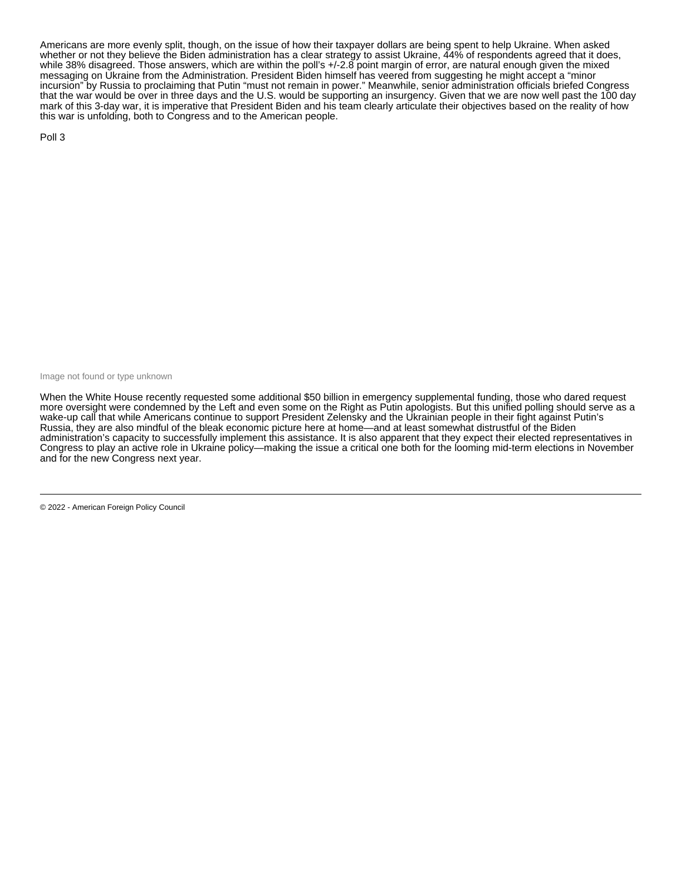Americans are more evenly split, though, on the issue of how their taxpayer dollars are being spent to help Ukraine. When asked whether or not they believe the Biden administration has a clear strategy to assist Ukraine, 44% of respondents agreed that it does, while 38% disagreed. Those answers, which are within the poll's +/-2.8 point margin of error, are natural enough given the mixed messaging on Ukraine from the Administration. President Biden himself has veered from suggesting he might accept a "minor incursion" by Russia to proclaiming that Putin "must not remain in power." Meanwhile, senior administration officials briefed Congress that the war would be over in three days and the U.S. would be supporting an insurgency. Given that we are now well past the 100 day mark of this 3-day war, it is imperative that President Biden and his team clearly articulate their objectives based on the reality of how this war is unfolding, both to Congress and to the American people.

Poll 3

Image not found or type unknown

When the White House recently requested some additional $50 billion in emergency supplemental funding, those who dared request more oversight were condemned by the Left and even some on the Right as Putin apologists. But this unified polling should serve as a wake-up call that while Americans continue to support President Zelensky and the Ukrainian people in their fight against Putin's Russia, they are also mindful of the bleak economic picture here at home—and at least somewhat distrustful of the Biden administration's capacity to successfully implement this assistance. It is also apparent that they expect their elected representatives in Congress to play an active role in Ukraine policy—making the issue a critical one both for the looming mid-term elections in November and for the new Congress next year.

---

© 2022 - American Foreign Policy Council